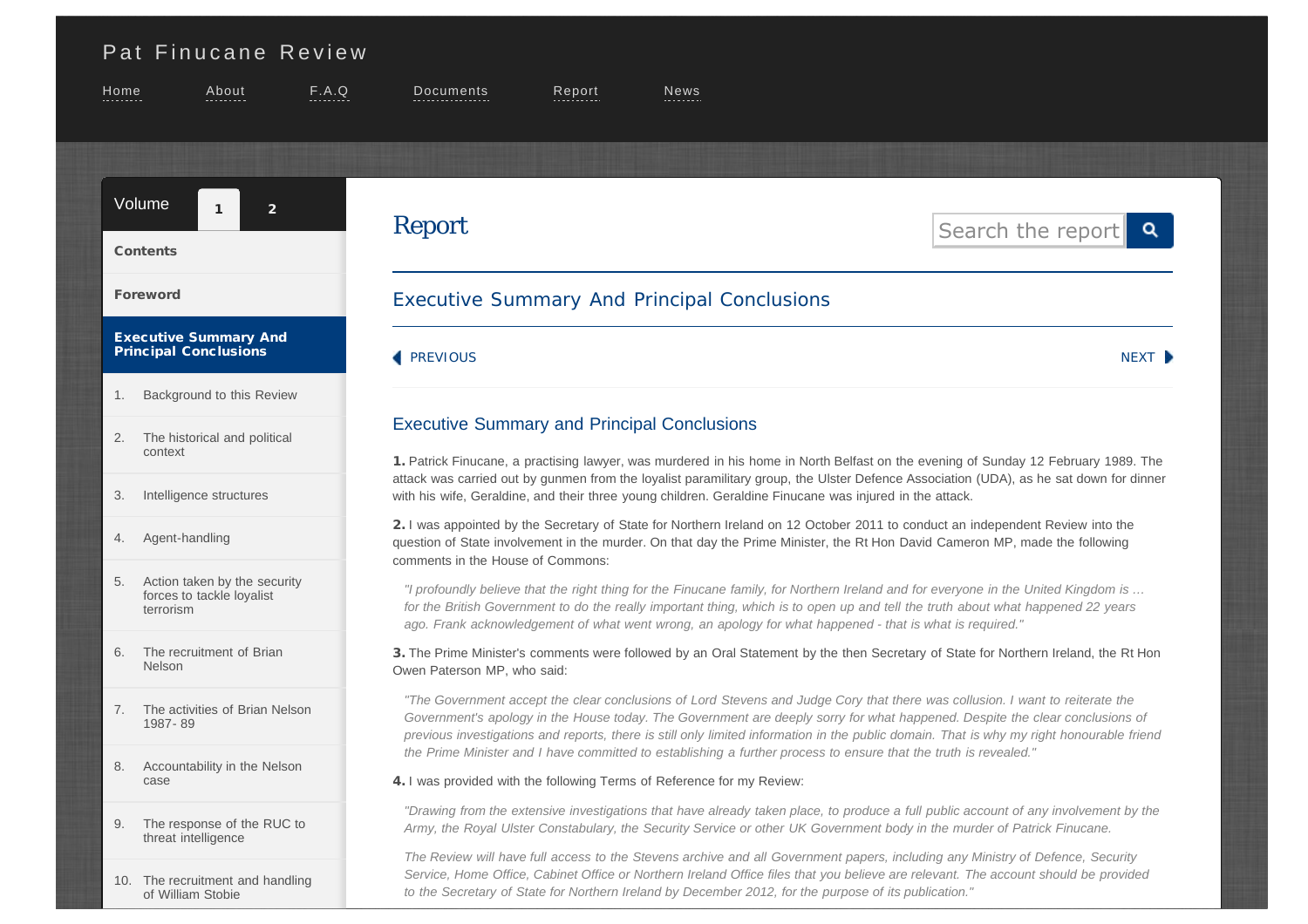# Pat Finucane Review

Home About F.A.Q Documents Report News

Volume 1 2

**Contents**

**Foreword**

**Executive Summary And Principal Conclusions**

1. Background to this Review
2. The historical and political context
3. Intelligence structures
4. Agent-handling
5. Action taken by the security forces to tackle loyalist terrorism
6. The recruitment of Brian Nelson
7. The activities of Brian Nelson 1987- 89
8. Accountability in the Nelson case
9. The response of the RUC to threat intelligence
10. The recruitment and handling of William Stobie

## Report

Search the report

## Executive Summary And Principal Conclusions

PREVIOUS NEXT

### Executive Summary and Principal Conclusions

**1.** Patrick Finucane, a practising lawyer, was murdered in his home in North Belfast on the evening of Sunday 12 February 1989. The attack was carried out by gunmen from the loyalist paramilitary group, the Ulster Defence Association (UDA), as he sat down for dinner with his wife, Geraldine, and their three young children. Geraldine Finucane was injured in the attack.

**2.** I was appointed by the Secretary of State for Northern Ireland on 12 October 2011 to conduct an independent Review into the question of State involvement in the murder. On that day the Prime Minister, the Rt Hon David Cameron MP, made the following comments in the House of Commons:

> *"I profoundly believe that the right thing for the Finucane family, for Northern Ireland and for everyone in the United Kingdom is … for the British Government to do the really important thing, which is to open up and tell the truth about what happened 22 years ago. Frank acknowledgement of what went wrong, an apology for what happened - that is what is required."*

**3.** The Prime Minister's comments were followed by an Oral Statement by the then Secretary of State for Northern Ireland, the Rt Hon Owen Paterson MP, who said:

> *"The Government accept the clear conclusions of Lord Stevens and Judge Cory that there was collusion. I want to reiterate the Government's apology in the House today. The Government are deeply sorry for what happened. Despite the clear conclusions of previous investigations and reports, there is still only limited information in the public domain. That is why my right honourable friend the Prime Minister and I have committed to establishing a further process to ensure that the truth is revealed."*

**4.** I was provided with the following Terms of Reference for my Review:

> *"Drawing from the extensive investigations that have already taken place, to produce a full public account of any involvement by the Army, the Royal Ulster Constabulary, the Security Service or other UK Government body in the murder of Patrick Finucane.*
>
> *The Review will have full access to the Stevens archive and all Government papers, including any Ministry of Defence, Security Service, Home Office, Cabinet Office or Northern Ireland Office files that you believe are relevant. The account should be provided to the Secretary of State for Northern Ireland by December 2012, for the purpose of its publication."*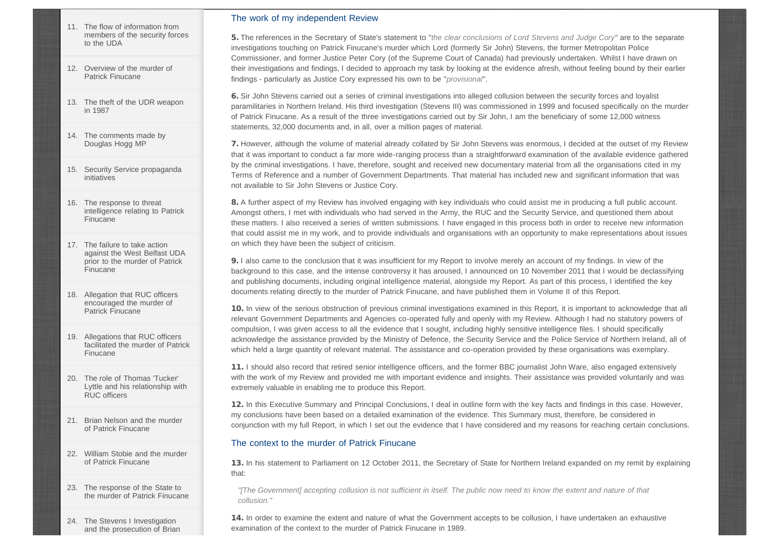11. The flow of information from members of the security forces to the UDA
12. Overview of the murder of Patrick Finucane
13. The theft of the UDR weapon in 1987
14. The comments made by Douglas Hogg MP
15. Security Service propaganda initiatives
16. The response to threat intelligence relating to Patrick Finucane
17. The failure to take action against the West Belfast UDA prior to the murder of Patrick Finucane
18. Allegation that RUC officers encouraged the murder of Patrick Finucane
19. Allegations that RUC officers facilitated the murder of Patrick Finucane
20. The role of Thomas 'Tucker' Lyttle and his relationship with RUC officers
21. Brian Nelson and the murder of Patrick Finucane
22. William Stobie and the murder of Patrick Finucane
23. The response of the State to the murder of Patrick Finucane
24. The Stevens I Investigation and the prosecution of Brian

## The work of my independent Review

**5.** The references in the Secretary of State's statement to "*the clear conclusions of Lord Stevens and Judge Cory*" are to the separate investigations touching on Patrick Finucane's murder which Lord (formerly Sir John) Stevens, the former Metropolitan Police Commissioner, and former Justice Peter Cory (of the Supreme Court of Canada) had previously undertaken. Whilst I have drawn on their investigations and findings, I decided to approach my task by looking at the evidence afresh, without feeling bound by their earlier findings - particularly as Justice Cory expressed his own to be "*provisional*".

**6.** Sir John Stevens carried out a series of criminal investigations into alleged collusion between the security forces and loyalist paramilitaries in Northern Ireland. His third investigation (Stevens III) was commissioned in 1999 and focused specifically on the murder of Patrick Finucane. As a result of the three investigations carried out by Sir John, I am the beneficiary of some 12,000 witness statements, 32,000 documents and, in all, over a million pages of material.

**7.** However, although the volume of material already collated by Sir John Stevens was enormous, I decided at the outset of my Review that it was important to conduct a far more wide-ranging process than a straightforward examination of the available evidence gathered by the criminal investigations. I have, therefore, sought and received new documentary material from all the organisations cited in my Terms of Reference and a number of Government Departments. That material has included new and significant information that was not available to Sir John Stevens or Justice Cory.

**8.** A further aspect of my Review has involved engaging with key individuals who could assist me in producing a full public account. Amongst others, I met with individuals who had served in the Army, the RUC and the Security Service, and questioned them about these matters. I also received a series of written submissions. I have engaged in this process both in order to receive new information that could assist me in my work, and to provide individuals and organisations with an opportunity to make representations about issues on which they have been the subject of criticism.

**9.** I also came to the conclusion that it was insufficient for my Report to involve merely an account of my findings. In view of the background to this case, and the intense controversy it has aroused, I announced on 10 November 2011 that I would be declassifying and publishing documents, including original intelligence material, alongside my Report. As part of this process, I identified the key documents relating directly to the murder of Patrick Finucane, and have published them in Volume II of this Report.

**10.** In view of the serious obstruction of previous criminal investigations examined in this Report, it is important to acknowledge that all relevant Government Departments and Agencies co-operated fully and openly with my Review. Although I had no statutory powers of compulsion, I was given access to all the evidence that I sought, including highly sensitive intelligence files. I should specifically acknowledge the assistance provided by the Ministry of Defence, the Security Service and the Police Service of Northern Ireland, all of which held a large quantity of relevant material. The assistance and co-operation provided by these organisations was exemplary.

**11.** I should also record that retired senior intelligence officers, and the former BBC journalist John Ware, also engaged extensively with the work of my Review and provided me with important evidence and insights. Their assistance was provided voluntarily and was extremely valuable in enabling me to produce this Report.

**12.** In this Executive Summary and Principal Conclusions, I deal in outline form with the key facts and findings in this case. However, my conclusions have been based on a detailed examination of the evidence. This Summary must, therefore, be considered in conjunction with my full Report, in which I set out the evidence that I have considered and my reasons for reaching certain conclusions.

## The context to the murder of Patrick Finucane

**13.** In his statement to Parliament on 12 October 2011, the Secretary of State for Northern Ireland expanded on my remit by explaining that:

> *"[The Government] accepting collusion is not sufficient in itself. The public now need to know the extent and nature of that collusion."*

**14.** In order to examine the extent and nature of what the Government accepts to be collusion, I have undertaken an exhaustive examination of the context to the murder of Patrick Finucane in 1989.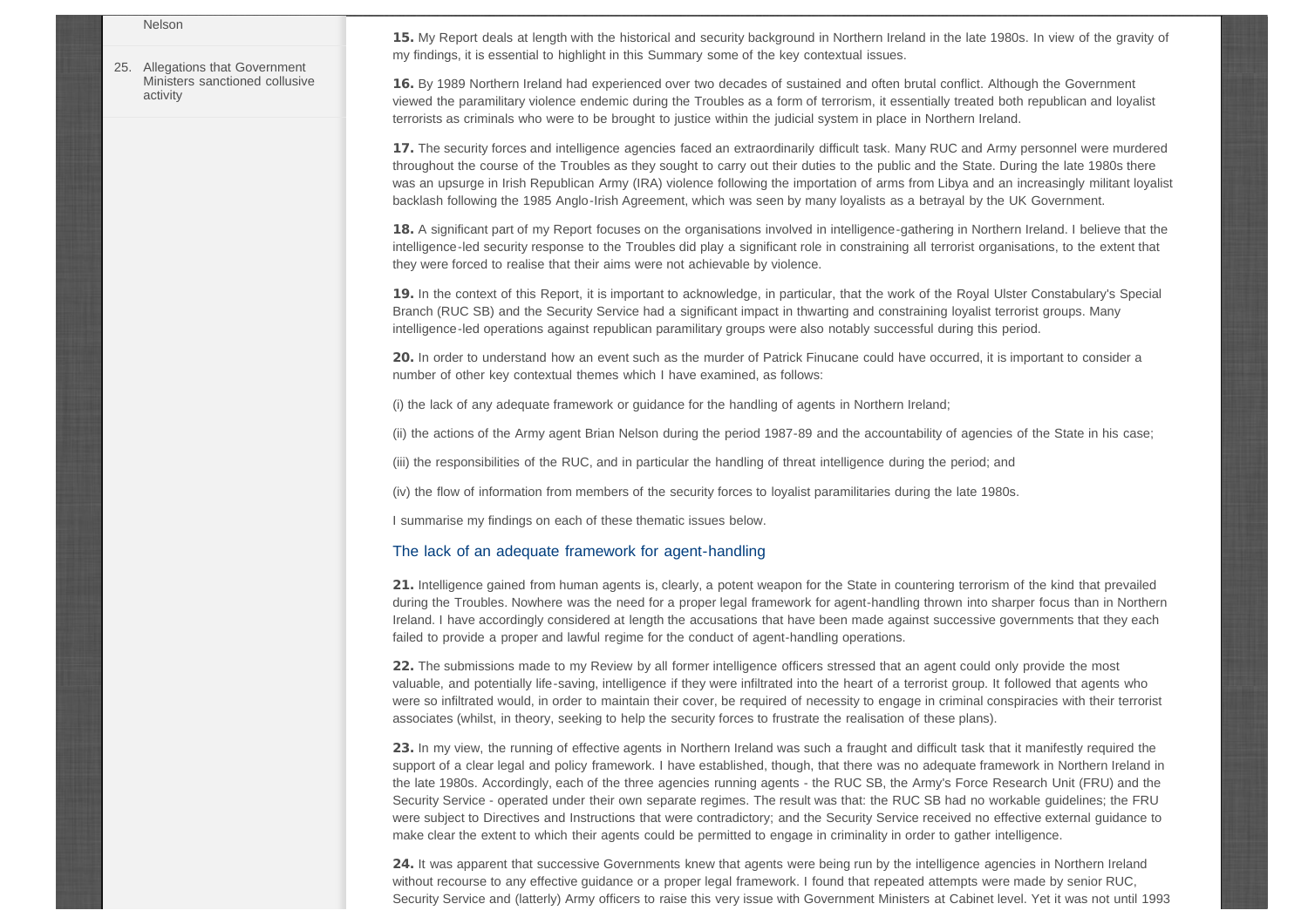Nelson

25. Allegations that Government Ministers sanctioned collusive activity

**15.** My Report deals at length with the historical and security background in Northern Ireland in the late 1980s. In view of the gravity of my findings, it is essential to highlight in this Summary some of the key contextual issues.

**16.** By 1989 Northern Ireland had experienced over two decades of sustained and often brutal conflict. Although the Government viewed the paramilitary violence endemic during the Troubles as a form of terrorism, it essentially treated both republican and loyalist terrorists as criminals who were to be brought to justice within the judicial system in place in Northern Ireland.

**17.** The security forces and intelligence agencies faced an extraordinarily difficult task. Many RUC and Army personnel were murdered throughout the course of the Troubles as they sought to carry out their duties to the public and the State. During the late 1980s there was an upsurge in Irish Republican Army (IRA) violence following the importation of arms from Libya and an increasingly militant loyalist backlash following the 1985 Anglo-Irish Agreement, which was seen by many loyalists as a betrayal by the UK Government.

**18.** A significant part of my Report focuses on the organisations involved in intelligence-gathering in Northern Ireland. I believe that the intelligence-led security response to the Troubles did play a significant role in constraining all terrorist organisations, to the extent that they were forced to realise that their aims were not achievable by violence.

**19.** In the context of this Report, it is important to acknowledge, in particular, that the work of the Royal Ulster Constabulary's Special Branch (RUC SB) and the Security Service had a significant impact in thwarting and constraining loyalist terrorist groups. Many intelligence-led operations against republican paramilitary groups were also notably successful during this period.

**20.** In order to understand how an event such as the murder of Patrick Finucane could have occurred, it is important to consider a number of other key contextual themes which I have examined, as follows:

(i) the lack of any adequate framework or guidance for the handling of agents in Northern Ireland;

(ii) the actions of the Army agent Brian Nelson during the period 1987-89 and the accountability of agencies of the State in his case;

(iii) the responsibilities of the RUC, and in particular the handling of threat intelligence during the period; and

(iv) the flow of information from members of the security forces to loyalist paramilitaries during the late 1980s.

I summarise my findings on each of these thematic issues below.

## The lack of an adequate framework for agent-handling

**21.** Intelligence gained from human agents is, clearly, a potent weapon for the State in countering terrorism of the kind that prevailed during the Troubles. Nowhere was the need for a proper legal framework for agent-handling thrown into sharper focus than in Northern Ireland. I have accordingly considered at length the accusations that have been made against successive governments that they each failed to provide a proper and lawful regime for the conduct of agent-handling operations.

**22.** The submissions made to my Review by all former intelligence officers stressed that an agent could only provide the most valuable, and potentially life-saving, intelligence if they were infiltrated into the heart of a terrorist group. It followed that agents who were so infiltrated would, in order to maintain their cover, be required of necessity to engage in criminal conspiracies with their terrorist associates (whilst, in theory, seeking to help the security forces to frustrate the realisation of these plans).

**23.** In my view, the running of effective agents in Northern Ireland was such a fraught and difficult task that it manifestly required the support of a clear legal and policy framework. I have established, though, that there was no adequate framework in Northern Ireland in the late 1980s. Accordingly, each of the three agencies running agents - the RUC SB, the Army's Force Research Unit (FRU) and the Security Service - operated under their own separate regimes. The result was that: the RUC SB had no workable guidelines; the FRU were subject to Directives and Instructions that were contradictory; and the Security Service received no effective external guidance to make clear the extent to which their agents could be permitted to engage in criminality in order to gather intelligence.

**24.** It was apparent that successive Governments knew that agents were being run by the intelligence agencies in Northern Ireland without recourse to any effective guidance or a proper legal framework. I found that repeated attempts were made by senior RUC, Security Service and (latterly) Army officers to raise this very issue with Government Ministers at Cabinet level. Yet it was not until 1993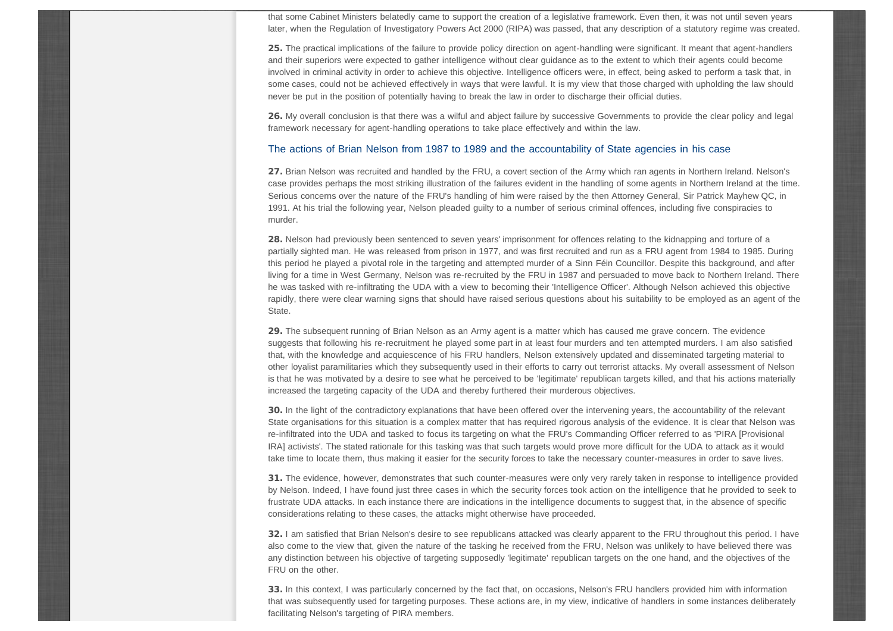that some Cabinet Ministers belatedly came to support the creation of a legislative framework. Even then, it was not until seven years later, when the Regulation of Investigatory Powers Act 2000 (RIPA) was passed, that any description of a statutory regime was created.

**25.** The practical implications of the failure to provide policy direction on agent-handling were significant. It meant that agent-handlers and their superiors were expected to gather intelligence without clear guidance as to the extent to which their agents could become involved in criminal activity in order to achieve this objective. Intelligence officers were, in effect, being asked to perform a task that, in some cases, could not be achieved effectively in ways that were lawful. It is my view that those charged with upholding the law should never be put in the position of potentially having to break the law in order to discharge their official duties.

**26.** My overall conclusion is that there was a wilful and abject failure by successive Governments to provide the clear policy and legal framework necessary for agent-handling operations to take place effectively and within the law.

## The actions of Brian Nelson from 1987 to 1989 and the accountability of State agencies in his case

**27.** Brian Nelson was recruited and handled by the FRU, a covert section of the Army which ran agents in Northern Ireland. Nelson's case provides perhaps the most striking illustration of the failures evident in the handling of some agents in Northern Ireland at the time. Serious concerns over the nature of the FRU's handling of him were raised by the then Attorney General, Sir Patrick Mayhew QC, in 1991. At his trial the following year, Nelson pleaded guilty to a number of serious criminal offences, including five conspiracies to murder.

**28.** Nelson had previously been sentenced to seven years' imprisonment for offences relating to the kidnapping and torture of a partially sighted man. He was released from prison in 1977, and was first recruited and run as a FRU agent from 1984 to 1985. During this period he played a pivotal role in the targeting and attempted murder of a Sinn Féin Councillor. Despite this background, and after living for a time in West Germany, Nelson was re-recruited by the FRU in 1987 and persuaded to move back to Northern Ireland. There he was tasked with re-infiltrating the UDA with a view to becoming their 'Intelligence Officer'. Although Nelson achieved this objective rapidly, there were clear warning signs that should have raised serious questions about his suitability to be employed as an agent of the State.

**29.** The subsequent running of Brian Nelson as an Army agent is a matter which has caused me grave concern. The evidence suggests that following his re-recruitment he played some part in at least four murders and ten attempted murders. I am also satisfied that, with the knowledge and acquiescence of his FRU handlers, Nelson extensively updated and disseminated targeting material to other loyalist paramilitaries which they subsequently used in their efforts to carry out terrorist attacks. My overall assessment of Nelson is that he was motivated by a desire to see what he perceived to be 'legitimate' republican targets killed, and that his actions materially increased the targeting capacity of the UDA and thereby furthered their murderous objectives.

**30.** In the light of the contradictory explanations that have been offered over the intervening years, the accountability of the relevant State organisations for this situation is a complex matter that has required rigorous analysis of the evidence. It is clear that Nelson was re-infiltrated into the UDA and tasked to focus its targeting on what the FRU's Commanding Officer referred to as 'PIRA [Provisional IRA] activists'. The stated rationale for this tasking was that such targets would prove more difficult for the UDA to attack as it would take time to locate them, thus making it easier for the security forces to take the necessary counter-measures in order to save lives.

**31.** The evidence, however, demonstrates that such counter-measures were only very rarely taken in response to intelligence provided by Nelson. Indeed, I have found just three cases in which the security forces took action on the intelligence that he provided to seek to frustrate UDA attacks. In each instance there are indications in the intelligence documents to suggest that, in the absence of specific considerations relating to these cases, the attacks might otherwise have proceeded.

**32.** I am satisfied that Brian Nelson's desire to see republicans attacked was clearly apparent to the FRU throughout this period. I have also come to the view that, given the nature of the tasking he received from the FRU, Nelson was unlikely to have believed there was any distinction between his objective of targeting supposedly 'legitimate' republican targets on the one hand, and the objectives of the FRU on the other.

**33.** In this context, I was particularly concerned by the fact that, on occasions, Nelson's FRU handlers provided him with information that was subsequently used for targeting purposes. These actions are, in my view, indicative of handlers in some instances deliberately facilitating Nelson's targeting of PIRA members.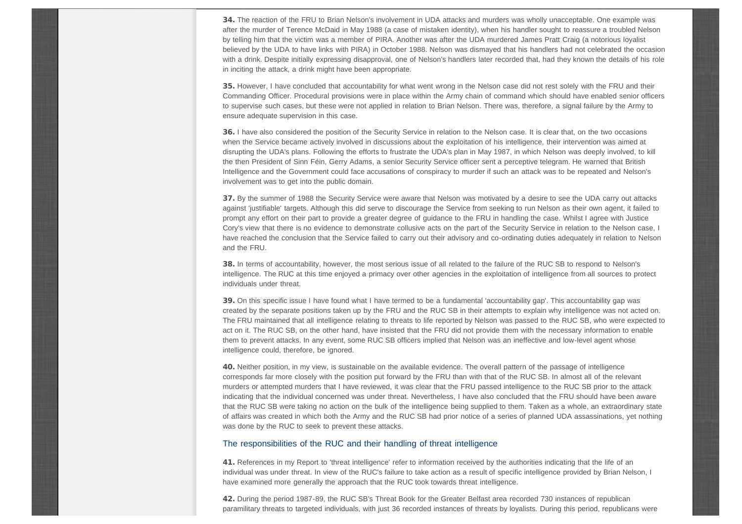**34.** The reaction of the FRU to Brian Nelson's involvement in UDA attacks and murders was wholly unacceptable. One example was after the murder of Terence McDaid in May 1988 (a case of mistaken identity), when his handler sought to reassure a troubled Nelson by telling him that the victim was a member of PIRA. Another was after the UDA murdered James Pratt Craig (a notorious loyalist believed by the UDA to have links with PIRA) in October 1988. Nelson was dismayed that his handlers had not celebrated the occasion with a drink. Despite initially expressing disapproval, one of Nelson's handlers later recorded that, had they known the details of his role in inciting the attack, a drink might have been appropriate.

**35.** However, I have concluded that accountability for what went wrong in the Nelson case did not rest solely with the FRU and their Commanding Officer. Procedural provisions were in place within the Army chain of command which should have enabled senior officers to supervise such cases, but these were not applied in relation to Brian Nelson. There was, therefore, a signal failure by the Army to ensure adequate supervision in this case.

**36.** I have also considered the position of the Security Service in relation to the Nelson case. It is clear that, on the two occasions when the Service became actively involved in discussions about the exploitation of his intelligence, their intervention was aimed at disrupting the UDA's plans. Following the efforts to frustrate the UDA's plan in May 1987, in which Nelson was deeply involved, to kill the then President of Sinn Féin, Gerry Adams, a senior Security Service officer sent a perceptive telegram. He warned that British Intelligence and the Government could face accusations of conspiracy to murder if such an attack was to be repeated and Nelson's involvement was to get into the public domain.

**37.** By the summer of 1988 the Security Service were aware that Nelson was motivated by a desire to see the UDA carry out attacks against 'justifiable' targets. Although this did serve to discourage the Service from seeking to run Nelson as their own agent, it failed to prompt any effort on their part to provide a greater degree of guidance to the FRU in handling the case. Whilst I agree with Justice Cory's view that there is no evidence to demonstrate collusive acts on the part of the Security Service in relation to the Nelson case, I have reached the conclusion that the Service failed to carry out their advisory and co-ordinating duties adequately in relation to Nelson and the FRU.

**38.** In terms of accountability, however, the most serious issue of all related to the failure of the RUC SB to respond to Nelson's intelligence. The RUC at this time enjoyed a primacy over other agencies in the exploitation of intelligence from all sources to protect individuals under threat.

**39.** On this specific issue I have found what I have termed to be a fundamental 'accountability gap'. This accountability gap was created by the separate positions taken up by the FRU and the RUC SB in their attempts to explain why intelligence was not acted on. The FRU maintained that all intelligence relating to threats to life reported by Nelson was passed to the RUC SB, who were expected to act on it. The RUC SB, on the other hand, have insisted that the FRU did not provide them with the necessary information to enable them to prevent attacks. In any event, some RUC SB officers implied that Nelson was an ineffective and low-level agent whose intelligence could, therefore, be ignored.

**40.** Neither position, in my view, is sustainable on the available evidence. The overall pattern of the passage of intelligence corresponds far more closely with the position put forward by the FRU than with that of the RUC SB. In almost all of the relevant murders or attempted murders that I have reviewed, it was clear that the FRU passed intelligence to the RUC SB prior to the attack indicating that the individual concerned was under threat. Nevertheless, I have also concluded that the FRU should have been aware that the RUC SB were taking no action on the bulk of the intelligence being supplied to them. Taken as a whole, an extraordinary state of affairs was created in which both the Army and the RUC SB had prior notice of a series of planned UDA assassinations, yet nothing was done by the RUC to seek to prevent these attacks.

### The responsibilities of the RUC and their handling of threat intelligence

**41.** References in my Report to 'threat intelligence' refer to information received by the authorities indicating that the life of an individual was under threat. In view of the RUC's failure to take action as a result of specific intelligence provided by Brian Nelson, I have examined more generally the approach that the RUC took towards threat intelligence.

**42.** During the period 1987-89, the RUC SB's Threat Book for the Greater Belfast area recorded 730 instances of republican paramilitary threats to targeted individuals, with just 36 recorded instances of threats by loyalists. During this period, republicans were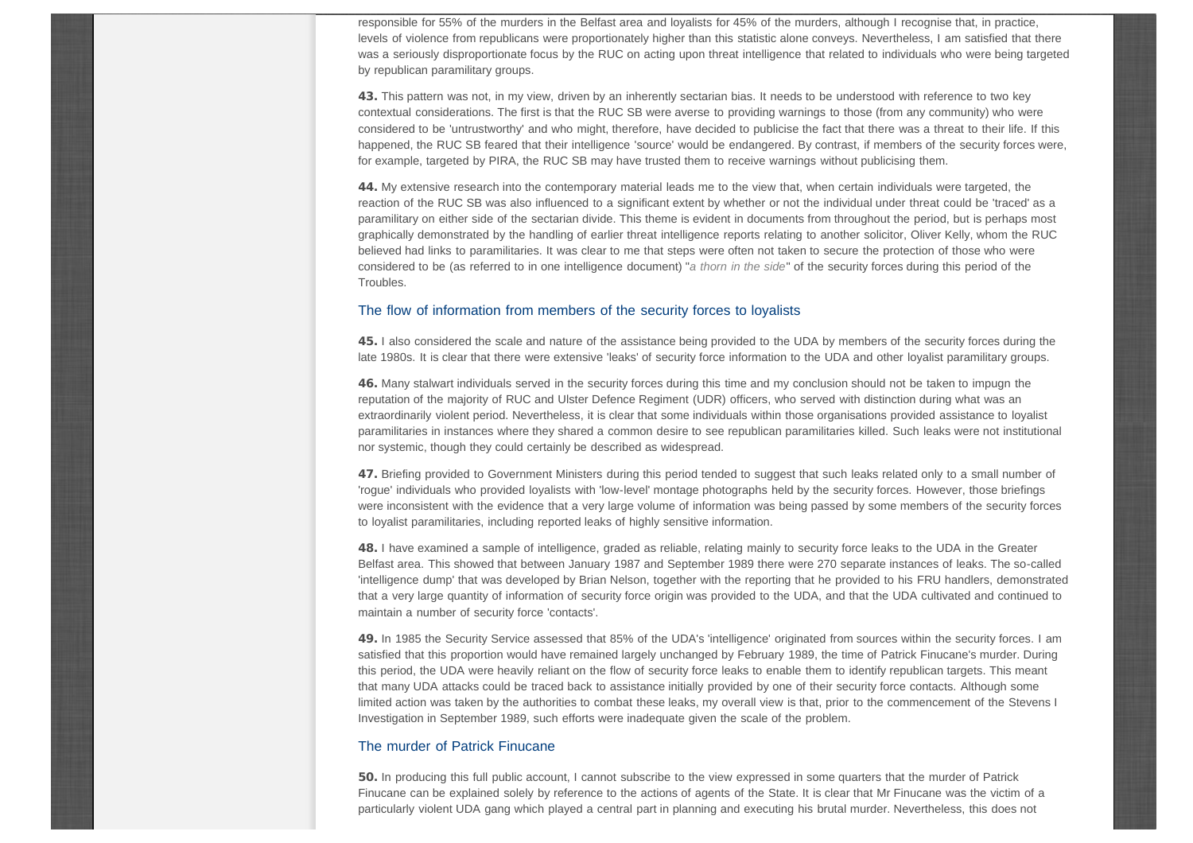responsible for 55% of the murders in the Belfast area and loyalists for 45% of the murders, although I recognise that, in practice, levels of violence from republicans were proportionately higher than this statistic alone conveys. Nevertheless, I am satisfied that there was a seriously disproportionate focus by the RUC on acting upon threat intelligence that related to individuals who were being targeted by republican paramilitary groups.

**43.** This pattern was not, in my view, driven by an inherently sectarian bias. It needs to be understood with reference to two key contextual considerations. The first is that the RUC SB were averse to providing warnings to those (from any community) who were considered to be 'untrustworthy' and who might, therefore, have decided to publicise the fact that there was a threat to their life. If this happened, the RUC SB feared that their intelligence 'source' would be endangered. By contrast, if members of the security forces were, for example, targeted by PIRA, the RUC SB may have trusted them to receive warnings without publicising them.

**44.** My extensive research into the contemporary material leads me to the view that, when certain individuals were targeted, the reaction of the RUC SB was also influenced to a significant extent by whether or not the individual under threat could be 'traced' as a paramilitary on either side of the sectarian divide. This theme is evident in documents from throughout the period, but is perhaps most graphically demonstrated by the handling of earlier threat intelligence reports relating to another solicitor, Oliver Kelly, whom the RUC believed had links to paramilitaries. It was clear to me that steps were often not taken to secure the protection of those who were considered to be (as referred to in one intelligence document) "*a thorn in the side*" of the security forces during this period of the Troubles.

## The flow of information from members of the security forces to loyalists

**45.** I also considered the scale and nature of the assistance being provided to the UDA by members of the security forces during the late 1980s. It is clear that there were extensive 'leaks' of security force information to the UDA and other loyalist paramilitary groups.

**46.** Many stalwart individuals served in the security forces during this time and my conclusion should not be taken to impugn the reputation of the majority of RUC and Ulster Defence Regiment (UDR) officers, who served with distinction during what was an extraordinarily violent period. Nevertheless, it is clear that some individuals within those organisations provided assistance to loyalist paramilitaries in instances where they shared a common desire to see republican paramilitaries killed. Such leaks were not institutional nor systemic, though they could certainly be described as widespread.

**47.** Briefing provided to Government Ministers during this period tended to suggest that such leaks related only to a small number of 'rogue' individuals who provided loyalists with 'low-level' montage photographs held by the security forces. However, those briefings were inconsistent with the evidence that a very large volume of information was being passed by some members of the security forces to loyalist paramilitaries, including reported leaks of highly sensitive information.

**48.** I have examined a sample of intelligence, graded as reliable, relating mainly to security force leaks to the UDA in the Greater Belfast area. This showed that between January 1987 and September 1989 there were 270 separate instances of leaks. The so-called 'intelligence dump' that was developed by Brian Nelson, together with the reporting that he provided to his FRU handlers, demonstrated that a very large quantity of information of security force origin was provided to the UDA, and that the UDA cultivated and continued to maintain a number of security force 'contacts'.

**49.** In 1985 the Security Service assessed that 85% of the UDA's 'intelligence' originated from sources within the security forces. I am satisfied that this proportion would have remained largely unchanged by February 1989, the time of Patrick Finucane's murder. During this period, the UDA were heavily reliant on the flow of security force leaks to enable them to identify republican targets. This meant that many UDA attacks could be traced back to assistance initially provided by one of their security force contacts. Although some limited action was taken by the authorities to combat these leaks, my overall view is that, prior to the commencement of the Stevens I Investigation in September 1989, such efforts were inadequate given the scale of the problem.

## The murder of Patrick Finucane

**50.** In producing this full public account, I cannot subscribe to the view expressed in some quarters that the murder of Patrick Finucane can be explained solely by reference to the actions of agents of the State. It is clear that Mr Finucane was the victim of a particularly violent UDA gang which played a central part in planning and executing his brutal murder. Nevertheless, this does not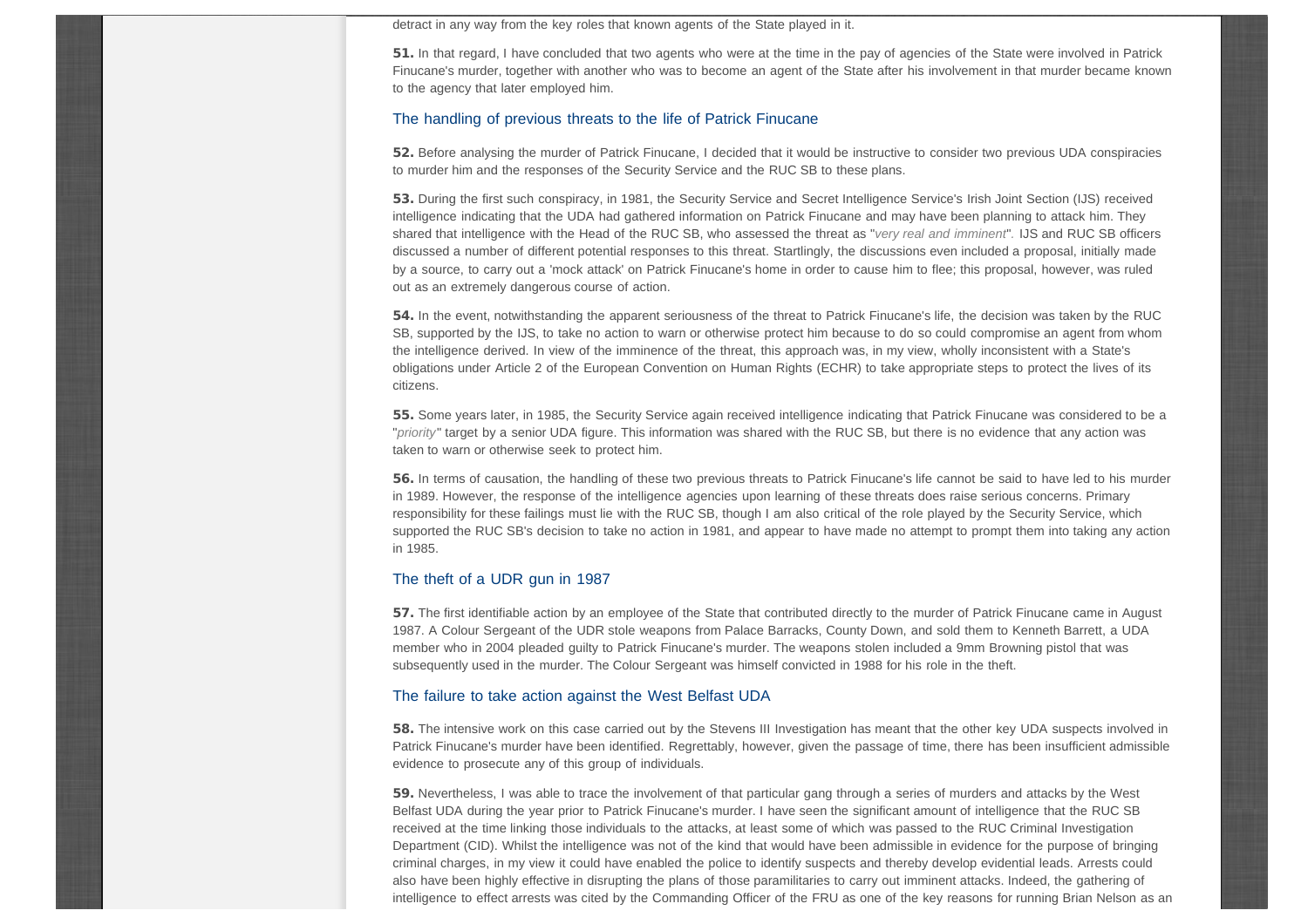detract in any way from the key roles that known agents of the State played in it.

**51.** In that regard, I have concluded that two agents who were at the time in the pay of agencies of the State were involved in Patrick Finucane's murder, together with another who was to become an agent of the State after his involvement in that murder became known to the agency that later employed him.

## The handling of previous threats to the life of Patrick Finucane

**52.** Before analysing the murder of Patrick Finucane, I decided that it would be instructive to consider two previous UDA conspiracies to murder him and the responses of the Security Service and the RUC SB to these plans.

**53.** During the first such conspiracy, in 1981, the Security Service and Secret Intelligence Service's Irish Joint Section (IJS) received intelligence indicating that the UDA had gathered information on Patrick Finucane and may have been planning to attack him. They shared that intelligence with the Head of the RUC SB, who assessed the threat as "*very real and imminent*". IJS and RUC SB officers discussed a number of different potential responses to this threat. Startlingly, the discussions even included a proposal, initially made by a source, to carry out a 'mock attack' on Patrick Finucane's home in order to cause him to flee; this proposal, however, was ruled out as an extremely dangerous course of action.

**54.** In the event, notwithstanding the apparent seriousness of the threat to Patrick Finucane's life, the decision was taken by the RUC SB, supported by the IJS, to take no action to warn or otherwise protect him because to do so could compromise an agent from whom the intelligence derived. In view of the imminence of the threat, this approach was, in my view, wholly inconsistent with a State's obligations under Article 2 of the European Convention on Human Rights (ECHR) to take appropriate steps to protect the lives of its citizens.

**55.** Some years later, in 1985, the Security Service again received intelligence indicating that Patrick Finucane was considered to be a "*priority*" target by a senior UDA figure. This information was shared with the RUC SB, but there is no evidence that any action was taken to warn or otherwise seek to protect him.

**56.** In terms of causation, the handling of these two previous threats to Patrick Finucane's life cannot be said to have led to his murder in 1989. However, the response of the intelligence agencies upon learning of these threats does raise serious concerns. Primary responsibility for these failings must lie with the RUC SB, though I am also critical of the role played by the Security Service, which supported the RUC SB's decision to take no action in 1981, and appear to have made no attempt to prompt them into taking any action in 1985.

## The theft of a UDR gun in 1987

**57.** The first identifiable action by an employee of the State that contributed directly to the murder of Patrick Finucane came in August 1987. A Colour Sergeant of the UDR stole weapons from Palace Barracks, County Down, and sold them to Kenneth Barrett, a UDA member who in 2004 pleaded guilty to Patrick Finucane's murder. The weapons stolen included a 9mm Browning pistol that was subsequently used in the murder. The Colour Sergeant was himself convicted in 1988 for his role in the theft.

## The failure to take action against the West Belfast UDA

**58.** The intensive work on this case carried out by the Stevens III Investigation has meant that the other key UDA suspects involved in Patrick Finucane's murder have been identified. Regrettably, however, given the passage of time, there has been insufficient admissible evidence to prosecute any of this group of individuals.

**59.** Nevertheless, I was able to trace the involvement of that particular gang through a series of murders and attacks by the West Belfast UDA during the year prior to Patrick Finucane's murder. I have seen the significant amount of intelligence that the RUC SB received at the time linking those individuals to the attacks, at least some of which was passed to the RUC Criminal Investigation Department (CID). Whilst the intelligence was not of the kind that would have been admissible in evidence for the purpose of bringing criminal charges, in my view it could have enabled the police to identify suspects and thereby develop evidential leads. Arrests could also have been highly effective in disrupting the plans of those paramilitaries to carry out imminent attacks. Indeed, the gathering of intelligence to effect arrests was cited by the Commanding Officer of the FRU as one of the key reasons for running Brian Nelson as an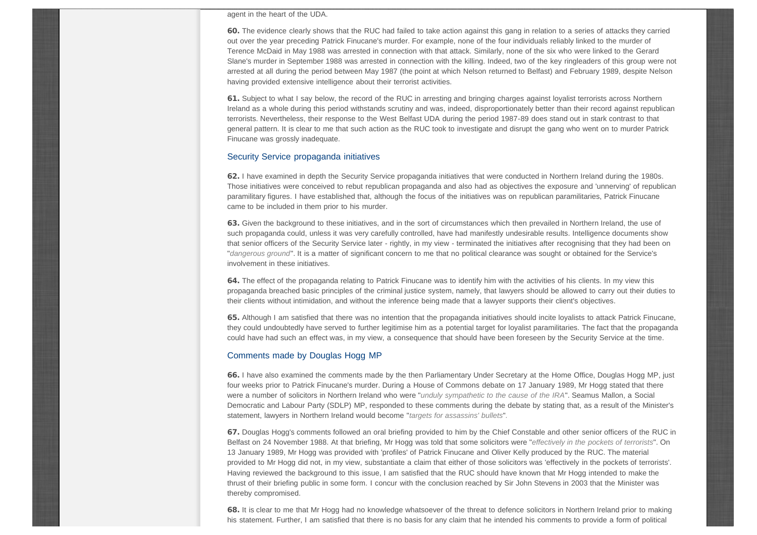agent in the heart of the UDA.

**60.** The evidence clearly shows that the RUC had failed to take action against this gang in relation to a series of attacks they carried out over the year preceding Patrick Finucane's murder. For example, none of the four individuals reliably linked to the murder of Terence McDaid in May 1988 was arrested in connection with that attack. Similarly, none of the six who were linked to the Gerard Slane's murder in September 1988 was arrested in connection with the killing. Indeed, two of the key ringleaders of this group were not arrested at all during the period between May 1987 (the point at which Nelson returned to Belfast) and February 1989, despite Nelson having provided extensive intelligence about their terrorist activities.

**61.** Subject to what I say below, the record of the RUC in arresting and bringing charges against loyalist terrorists across Northern Ireland as a whole during this period withstands scrutiny and was, indeed, disproportionately better than their record against republican terrorists. Nevertheless, their response to the West Belfast UDA during the period 1987-89 does stand out in stark contrast to that general pattern. It is clear to me that such action as the RUC took to investigate and disrupt the gang who went on to murder Patrick Finucane was grossly inadequate.

### Security Service propaganda initiatives

**62.** I have examined in depth the Security Service propaganda initiatives that were conducted in Northern Ireland during the 1980s. Those initiatives were conceived to rebut republican propaganda and also had as objectives the exposure and 'unnerving' of republican paramilitary figures. I have established that, although the focus of the initiatives was on republican paramilitaries, Patrick Finucane came to be included in them prior to his murder.

**63.** Given the background to these initiatives, and in the sort of circumstances which then prevailed in Northern Ireland, the use of such propaganda could, unless it was very carefully controlled, have had manifestly undesirable results. Intelligence documents show that senior officers of the Security Service later - rightly, in my view - terminated the initiatives after recognising that they had been on "*dangerous ground*". It is a matter of significant concern to me that no political clearance was sought or obtained for the Service's involvement in these initiatives.

**64.** The effect of the propaganda relating to Patrick Finucane was to identify him with the activities of his clients. In my view this propaganda breached basic principles of the criminal justice system, namely, that lawyers should be allowed to carry out their duties to their clients without intimidation, and without the inference being made that a lawyer supports their client's objectives.

**65.** Although I am satisfied that there was no intention that the propaganda initiatives should incite loyalists to attack Patrick Finucane, they could undoubtedly have served to further legitimise him as a potential target for loyalist paramilitaries. The fact that the propaganda could have had such an effect was, in my view, a consequence that should have been foreseen by the Security Service at the time.

### Comments made by Douglas Hogg MP

**66.** I have also examined the comments made by the then Parliamentary Under Secretary at the Home Office, Douglas Hogg MP, just four weeks prior to Patrick Finucane's murder. During a House of Commons debate on 17 January 1989, Mr Hogg stated that there were a number of solicitors in Northern Ireland who were "*unduly sympathetic to the cause of the IRA*". Seamus Mallon, a Social Democratic and Labour Party (SDLP) MP, responded to these comments during the debate by stating that, as a result of the Minister's statement, lawyers in Northern Ireland would become "*targets for assassins' bullets*".

**67.** Douglas Hogg's comments followed an oral briefing provided to him by the Chief Constable and other senior officers of the RUC in Belfast on 24 November 1988. At that briefing, Mr Hogg was told that some solicitors were "*effectively in the pockets of terrorists*". On 13 January 1989, Mr Hogg was provided with 'profiles' of Patrick Finucane and Oliver Kelly produced by the RUC. The material provided to Mr Hogg did not, in my view, substantiate a claim that either of those solicitors was 'effectively in the pockets of terrorists'. Having reviewed the background to this issue, I am satisfied that the RUC should have known that Mr Hogg intended to make the thrust of their briefing public in some form. I concur with the conclusion reached by Sir John Stevens in 2003 that the Minister was thereby compromised.

**68.** It is clear to me that Mr Hogg had no knowledge whatsoever of the threat to defence solicitors in Northern Ireland prior to making his statement. Further, I am satisfied that there is no basis for any claim that he intended his comments to provide a form of political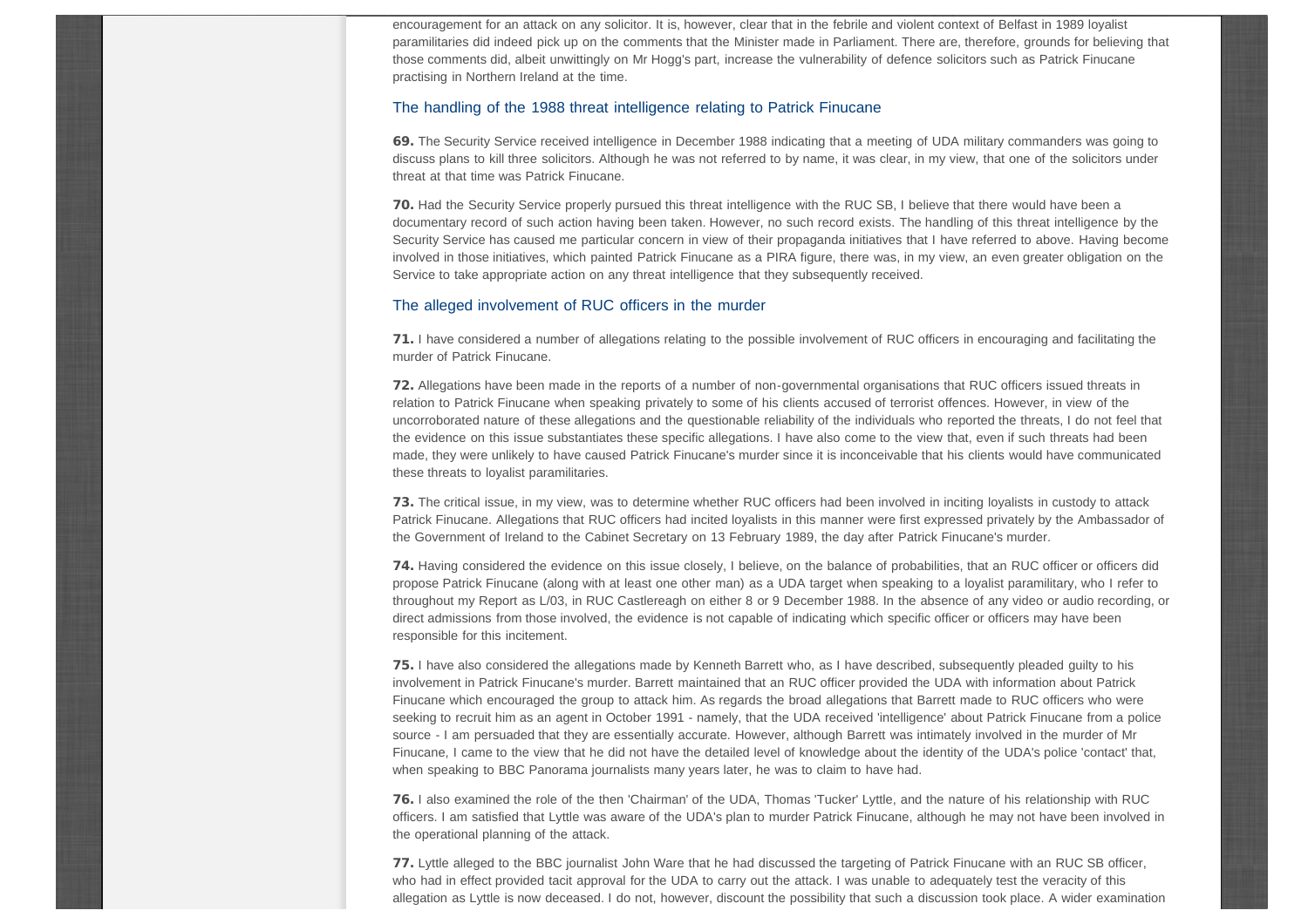encouragement for an attack on any solicitor. It is, however, clear that in the febrile and violent context of Belfast in 1989 loyalist paramilitaries did indeed pick up on the comments that the Minister made in Parliament. There are, therefore, grounds for believing that those comments did, albeit unwittingly on Mr Hogg's part, increase the vulnerability of defence solicitors such as Patrick Finucane practising in Northern Ireland at the time.

### The handling of the 1988 threat intelligence relating to Patrick Finucane

**69.** The Security Service received intelligence in December 1988 indicating that a meeting of UDA military commanders was going to discuss plans to kill three solicitors. Although he was not referred to by name, it was clear, in my view, that one of the solicitors under threat at that time was Patrick Finucane.

**70.** Had the Security Service properly pursued this threat intelligence with the RUC SB, I believe that there would have been a documentary record of such action having been taken. However, no such record exists. The handling of this threat intelligence by the Security Service has caused me particular concern in view of their propaganda initiatives that I have referred to above. Having become involved in those initiatives, which painted Patrick Finucane as a PIRA figure, there was, in my view, an even greater obligation on the Service to take appropriate action on any threat intelligence that they subsequently received.

### The alleged involvement of RUC officers in the murder

**71.** I have considered a number of allegations relating to the possible involvement of RUC officers in encouraging and facilitating the murder of Patrick Finucane.

**72.** Allegations have been made in the reports of a number of non-governmental organisations that RUC officers issued threats in relation to Patrick Finucane when speaking privately to some of his clients accused of terrorist offences. However, in view of the uncorroborated nature of these allegations and the questionable reliability of the individuals who reported the threats, I do not feel that the evidence on this issue substantiates these specific allegations. I have also come to the view that, even if such threats had been made, they were unlikely to have caused Patrick Finucane's murder since it is inconceivable that his clients would have communicated these threats to loyalist paramilitaries.

**73.** The critical issue, in my view, was to determine whether RUC officers had been involved in inciting loyalists in custody to attack Patrick Finucane. Allegations that RUC officers had incited loyalists in this manner were first expressed privately by the Ambassador of the Government of Ireland to the Cabinet Secretary on 13 February 1989, the day after Patrick Finucane's murder.

**74.** Having considered the evidence on this issue closely, I believe, on the balance of probabilities, that an RUC officer or officers did propose Patrick Finucane (along with at least one other man) as a UDA target when speaking to a loyalist paramilitary, who I refer to throughout my Report as L/03, in RUC Castlereagh on either 8 or 9 December 1988. In the absence of any video or audio recording, or direct admissions from those involved, the evidence is not capable of indicating which specific officer or officers may have been responsible for this incitement.

**75.** I have also considered the allegations made by Kenneth Barrett who, as I have described, subsequently pleaded guilty to his involvement in Patrick Finucane's murder. Barrett maintained that an RUC officer provided the UDA with information about Patrick Finucane which encouraged the group to attack him. As regards the broad allegations that Barrett made to RUC officers who were seeking to recruit him as an agent in October 1991 - namely, that the UDA received 'intelligence' about Patrick Finucane from a police source - I am persuaded that they are essentially accurate. However, although Barrett was intimately involved in the murder of Mr Finucane, I came to the view that he did not have the detailed level of knowledge about the identity of the UDA's police 'contact' that, when speaking to BBC Panorama journalists many years later, he was to claim to have had.

**76.** I also examined the role of the then 'Chairman' of the UDA, Thomas 'Tucker' Lyttle, and the nature of his relationship with RUC officers. I am satisfied that Lyttle was aware of the UDA's plan to murder Patrick Finucane, although he may not have been involved in the operational planning of the attack.

**77.** Lyttle alleged to the BBC journalist John Ware that he had discussed the targeting of Patrick Finucane with an RUC SB officer, who had in effect provided tacit approval for the UDA to carry out the attack. I was unable to adequately test the veracity of this allegation as Lyttle is now deceased. I do not, however, discount the possibility that such a discussion took place. A wider examination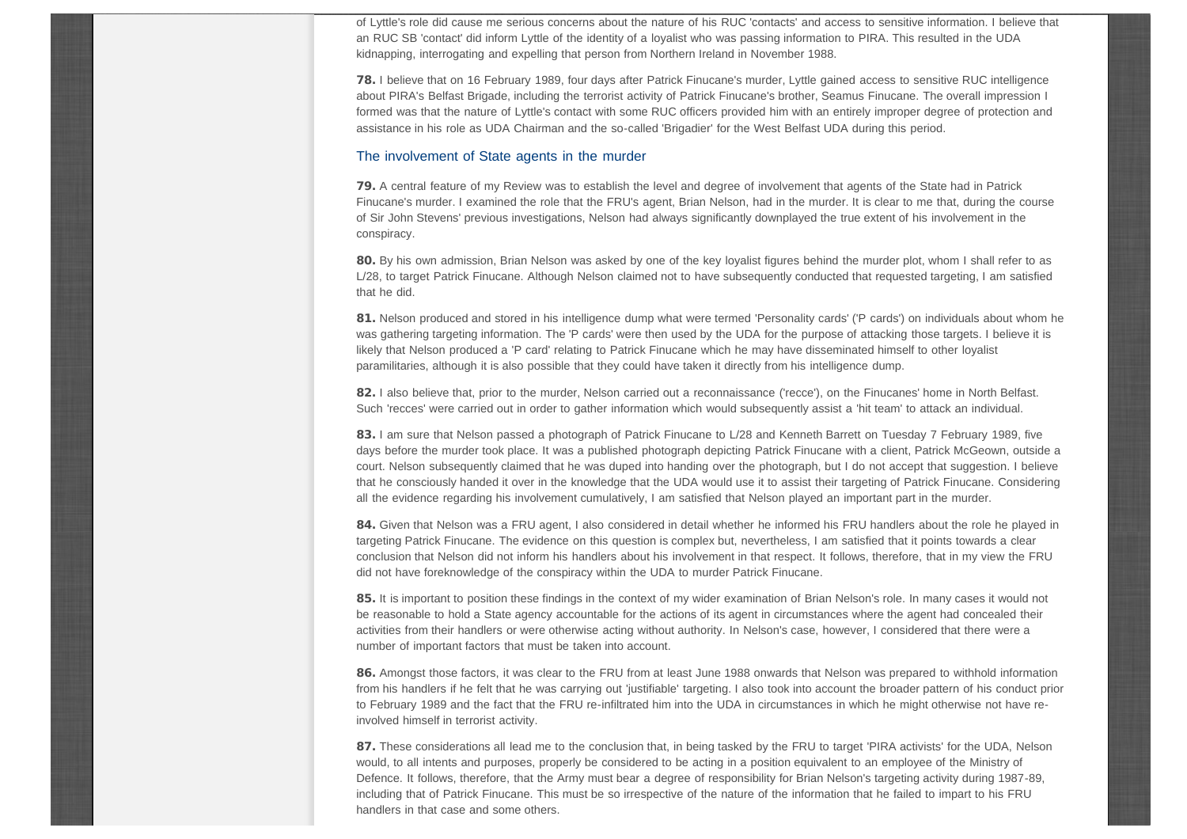of Lyttle's role did cause me serious concerns about the nature of his RUC 'contacts' and access to sensitive information. I believe that an RUC SB 'contact' did inform Lyttle of the identity of a loyalist who was passing information to PIRA. This resulted in the UDA kidnapping, interrogating and expelling that person from Northern Ireland in November 1988.

**78.** I believe that on 16 February 1989, four days after Patrick Finucane's murder, Lyttle gained access to sensitive RUC intelligence about PIRA's Belfast Brigade, including the terrorist activity of Patrick Finucane's brother, Seamus Finucane. The overall impression I formed was that the nature of Lyttle's contact with some RUC officers provided him with an entirely improper degree of protection and assistance in his role as UDA Chairman and the so-called 'Brigadier' for the West Belfast UDA during this period.

### The involvement of State agents in the murder

**79.** A central feature of my Review was to establish the level and degree of involvement that agents of the State had in Patrick Finucane's murder. I examined the role that the FRU's agent, Brian Nelson, had in the murder. It is clear to me that, during the course of Sir John Stevens' previous investigations, Nelson had always significantly downplayed the true extent of his involvement in the conspiracy.

**80.** By his own admission, Brian Nelson was asked by one of the key loyalist figures behind the murder plot, whom I shall refer to as L/28, to target Patrick Finucane. Although Nelson claimed not to have subsequently conducted that requested targeting, I am satisfied that he did.

**81.** Nelson produced and stored in his intelligence dump what were termed 'Personality cards' ('P cards') on individuals about whom he was gathering targeting information. The 'P cards' were then used by the UDA for the purpose of attacking those targets. I believe it is likely that Nelson produced a 'P card' relating to Patrick Finucane which he may have disseminated himself to other loyalist paramilitaries, although it is also possible that they could have taken it directly from his intelligence dump.

**82.** I also believe that, prior to the murder, Nelson carried out a reconnaissance ('recce'), on the Finucanes' home in North Belfast. Such 'recces' were carried out in order to gather information which would subsequently assist a 'hit team' to attack an individual.

**83.** I am sure that Nelson passed a photograph of Patrick Finucane to L/28 and Kenneth Barrett on Tuesday 7 February 1989, five days before the murder took place. It was a published photograph depicting Patrick Finucane with a client, Patrick McGeown, outside a court. Nelson subsequently claimed that he was duped into handing over the photograph, but I do not accept that suggestion. I believe that he consciously handed it over in the knowledge that the UDA would use it to assist their targeting of Patrick Finucane. Considering all the evidence regarding his involvement cumulatively, I am satisfied that Nelson played an important part in the murder.

**84.** Given that Nelson was a FRU agent, I also considered in detail whether he informed his FRU handlers about the role he played in targeting Patrick Finucane. The evidence on this question is complex but, nevertheless, I am satisfied that it points towards a clear conclusion that Nelson did not inform his handlers about his involvement in that respect. It follows, therefore, that in my view the FRU did not have foreknowledge of the conspiracy within the UDA to murder Patrick Finucane.

**85.** It is important to position these findings in the context of my wider examination of Brian Nelson's role. In many cases it would not be reasonable to hold a State agency accountable for the actions of its agent in circumstances where the agent had concealed their activities from their handlers or were otherwise acting without authority. In Nelson's case, however, I considered that there were a number of important factors that must be taken into account.

**86.** Amongst those factors, it was clear to the FRU from at least June 1988 onwards that Nelson was prepared to withhold information from his handlers if he felt that he was carrying out 'justifiable' targeting. I also took into account the broader pattern of his conduct prior to February 1989 and the fact that the FRU re-infiltrated him into the UDA in circumstances in which he might otherwise not have re-involved himself in terrorist activity.

**87.** These considerations all lead me to the conclusion that, in being tasked by the FRU to target 'PIRA activists' for the UDA, Nelson would, to all intents and purposes, properly be considered to be acting in a position equivalent to an employee of the Ministry of Defence. It follows, therefore, that the Army must bear a degree of responsibility for Brian Nelson's targeting activity during 1987-89, including that of Patrick Finucane. This must be so irrespective of the nature of the information that he failed to impart to his FRU handlers in that case and some others.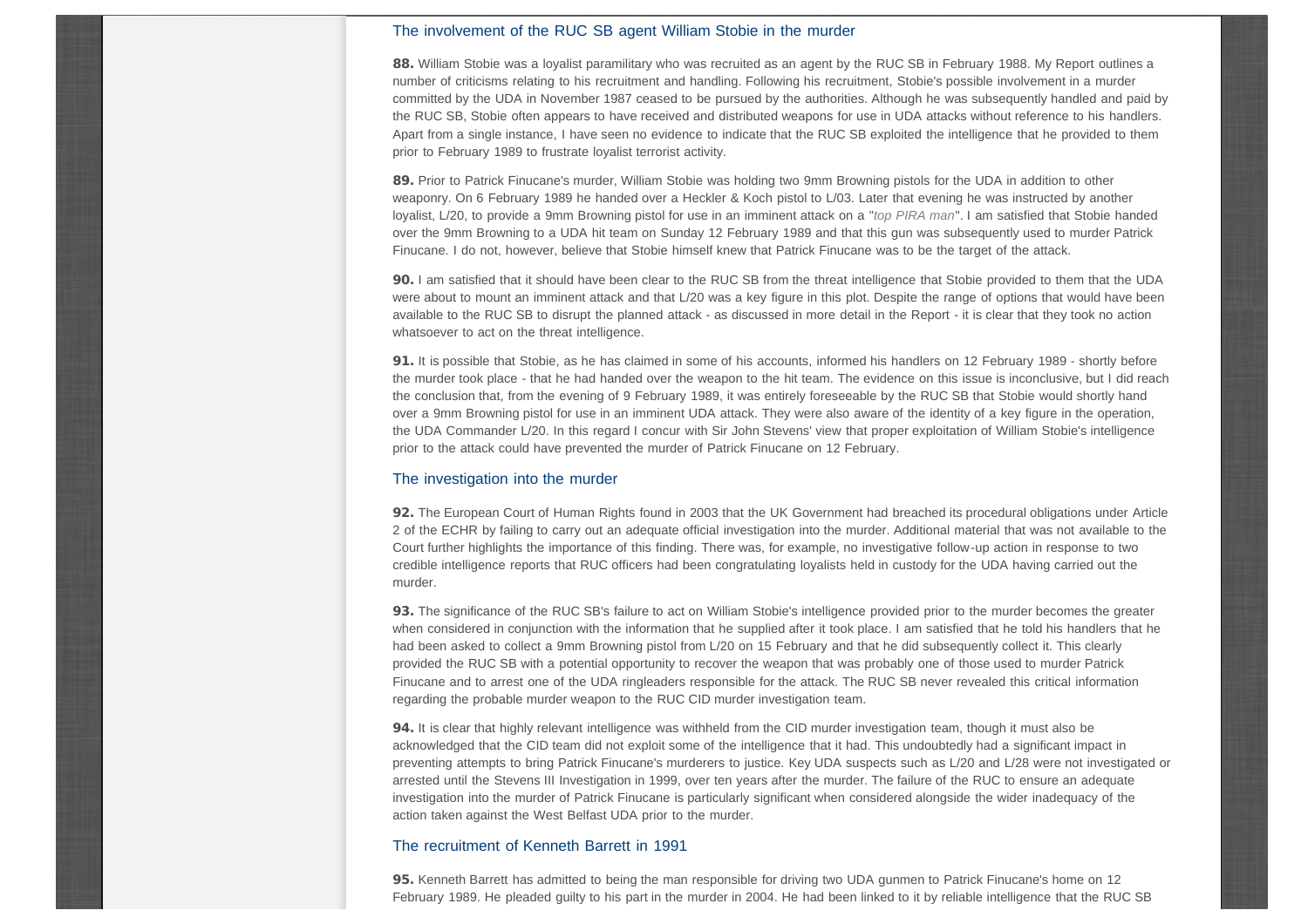## The involvement of the RUC SB agent William Stobie in the murder

**88.** William Stobie was a loyalist paramilitary who was recruited as an agent by the RUC SB in February 1988. My Report outlines a number of criticisms relating to his recruitment and handling. Following his recruitment, Stobie's possible involvement in a murder committed by the UDA in November 1987 ceased to be pursued by the authorities. Although he was subsequently handled and paid by the RUC SB, Stobie often appears to have received and distributed weapons for use in UDA attacks without reference to his handlers. Apart from a single instance, I have seen no evidence to indicate that the RUC SB exploited the intelligence that he provided to them prior to February 1989 to frustrate loyalist terrorist activity.

**89.** Prior to Patrick Finucane's murder, William Stobie was holding two 9mm Browning pistols for the UDA in addition to other weaponry. On 6 February 1989 he handed over a Heckler & Koch pistol to L/03. Later that evening he was instructed by another loyalist, L/20, to provide a 9mm Browning pistol for use in an imminent attack on a "*top PIRA man*". I am satisfied that Stobie handed over the 9mm Browning to a UDA hit team on Sunday 12 February 1989 and that this gun was subsequently used to murder Patrick Finucane. I do not, however, believe that Stobie himself knew that Patrick Finucane was to be the target of the attack.

**90.** I am satisfied that it should have been clear to the RUC SB from the threat intelligence that Stobie provided to them that the UDA were about to mount an imminent attack and that L/20 was a key figure in this plot. Despite the range of options that would have been available to the RUC SB to disrupt the planned attack - as discussed in more detail in the Report - it is clear that they took no action whatsoever to act on the threat intelligence.

**91.** It is possible that Stobie, as he has claimed in some of his accounts, informed his handlers on 12 February 1989 - shortly before the murder took place - that he had handed over the weapon to the hit team. The evidence on this issue is inconclusive, but I did reach the conclusion that, from the evening of 9 February 1989, it was entirely foreseeable by the RUC SB that Stobie would shortly hand over a 9mm Browning pistol for use in an imminent UDA attack. They were also aware of the identity of a key figure in the operation, the UDA Commander L/20. In this regard I concur with Sir John Stevens' view that proper exploitation of William Stobie's intelligence prior to the attack could have prevented the murder of Patrick Finucane on 12 February.

## The investigation into the murder

**92.** The European Court of Human Rights found in 2003 that the UK Government had breached its procedural obligations under Article 2 of the ECHR by failing to carry out an adequate official investigation into the murder. Additional material that was not available to the Court further highlights the importance of this finding. There was, for example, no investigative follow-up action in response to two credible intelligence reports that RUC officers had been congratulating loyalists held in custody for the UDA having carried out the murder.

**93.** The significance of the RUC SB's failure to act on William Stobie's intelligence provided prior to the murder becomes the greater when considered in conjunction with the information that he supplied after it took place. I am satisfied that he told his handlers that he had been asked to collect a 9mm Browning pistol from L/20 on 15 February and that he did subsequently collect it. This clearly provided the RUC SB with a potential opportunity to recover the weapon that was probably one of those used to murder Patrick Finucane and to arrest one of the UDA ringleaders responsible for the attack. The RUC SB never revealed this critical information regarding the probable murder weapon to the RUC CID murder investigation team.

**94.** It is clear that highly relevant intelligence was withheld from the CID murder investigation team, though it must also be acknowledged that the CID team did not exploit some of the intelligence that it had. This undoubtedly had a significant impact in preventing attempts to bring Patrick Finucane's murderers to justice. Key UDA suspects such as L/20 and L/28 were not investigated or arrested until the Stevens III Investigation in 1999, over ten years after the murder. The failure of the RUC to ensure an adequate investigation into the murder of Patrick Finucane is particularly significant when considered alongside the wider inadequacy of the action taken against the West Belfast UDA prior to the murder.

## The recruitment of Kenneth Barrett in 1991

**95.** Kenneth Barrett has admitted to being the man responsible for driving two UDA gunmen to Patrick Finucane's home on 12 February 1989. He pleaded guilty to his part in the murder in 2004. He had been linked to it by reliable intelligence that the RUC SB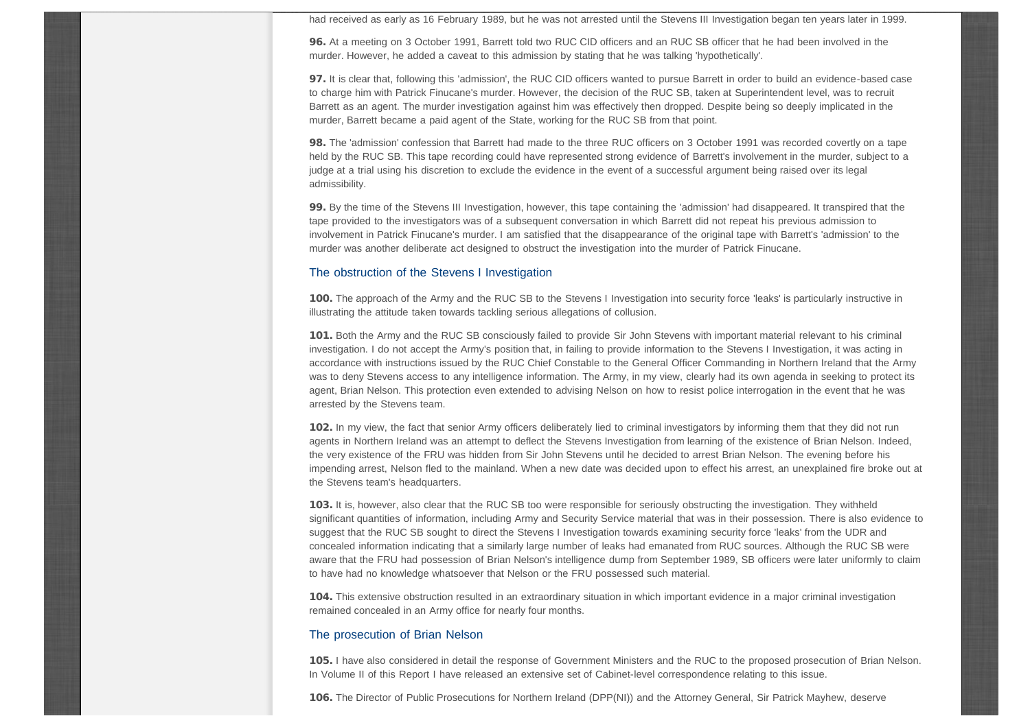had received as early as 16 February 1989, but he was not arrested until the Stevens III Investigation began ten years later in 1999.

**96.** At a meeting on 3 October 1991, Barrett told two RUC CID officers and an RUC SB officer that he had been involved in the murder. However, he added a caveat to this admission by stating that he was talking 'hypothetically'.

**97.** It is clear that, following this 'admission', the RUC CID officers wanted to pursue Barrett in order to build an evidence-based case to charge him with Patrick Finucane's murder. However, the decision of the RUC SB, taken at Superintendent level, was to recruit Barrett as an agent. The murder investigation against him was effectively then dropped. Despite being so deeply implicated in the murder, Barrett became a paid agent of the State, working for the RUC SB from that point.

**98.** The 'admission' confession that Barrett had made to the three RUC officers on 3 October 1991 was recorded covertly on a tape held by the RUC SB. This tape recording could have represented strong evidence of Barrett's involvement in the murder, subject to a judge at a trial using his discretion to exclude the evidence in the event of a successful argument being raised over its legal admissibility.

**99.** By the time of the Stevens III Investigation, however, this tape containing the 'admission' had disappeared. It transpired that the tape provided to the investigators was of a subsequent conversation in which Barrett did not repeat his previous admission to involvement in Patrick Finucane's murder. I am satisfied that the disappearance of the original tape with Barrett's 'admission' to the murder was another deliberate act designed to obstruct the investigation into the murder of Patrick Finucane.

### The obstruction of the Stevens I Investigation

**100.** The approach of the Army and the RUC SB to the Stevens I Investigation into security force 'leaks' is particularly instructive in illustrating the attitude taken towards tackling serious allegations of collusion.

**101.** Both the Army and the RUC SB consciously failed to provide Sir John Stevens with important material relevant to his criminal investigation. I do not accept the Army's position that, in failing to provide information to the Stevens I Investigation, it was acting in accordance with instructions issued by the RUC Chief Constable to the General Officer Commanding in Northern Ireland that the Army was to deny Stevens access to any intelligence information. The Army, in my view, clearly had its own agenda in seeking to protect its agent, Brian Nelson. This protection even extended to advising Nelson on how to resist police interrogation in the event that he was arrested by the Stevens team.

**102.** In my view, the fact that senior Army officers deliberately lied to criminal investigators by informing them that they did not run agents in Northern Ireland was an attempt to deflect the Stevens Investigation from learning of the existence of Brian Nelson. Indeed, the very existence of the FRU was hidden from Sir John Stevens until he decided to arrest Brian Nelson. The evening before his impending arrest, Nelson fled to the mainland. When a new date was decided upon to effect his arrest, an unexplained fire broke out at the Stevens team's headquarters.

**103.** It is, however, also clear that the RUC SB too were responsible for seriously obstructing the investigation. They withheld significant quantities of information, including Army and Security Service material that was in their possession. There is also evidence to suggest that the RUC SB sought to direct the Stevens I Investigation towards examining security force 'leaks' from the UDR and concealed information indicating that a similarly large number of leaks had emanated from RUC sources. Although the RUC SB were aware that the FRU had possession of Brian Nelson's intelligence dump from September 1989, SB officers were later uniformly to claim to have had no knowledge whatsoever that Nelson or the FRU possessed such material.

**104.** This extensive obstruction resulted in an extraordinary situation in which important evidence in a major criminal investigation remained concealed in an Army office for nearly four months.

### The prosecution of Brian Nelson

**105.** I have also considered in detail the response of Government Ministers and the RUC to the proposed prosecution of Brian Nelson. In Volume II of this Report I have released an extensive set of Cabinet-level correspondence relating to this issue.

**106.** The Director of Public Prosecutions for Northern Ireland (DPP(NI)) and the Attorney General, Sir Patrick Mayhew, deserve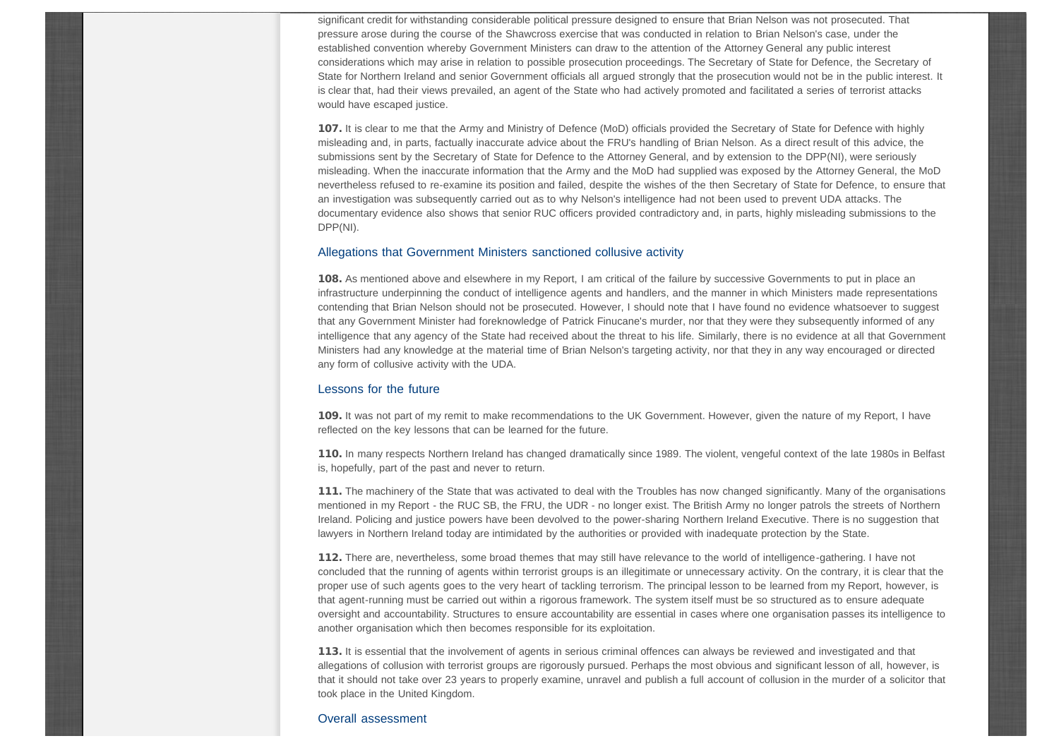significant credit for withstanding considerable political pressure designed to ensure that Brian Nelson was not prosecuted. That pressure arose during the course of the Shawcross exercise that was conducted in relation to Brian Nelson's case, under the established convention whereby Government Ministers can draw to the attention of the Attorney General any public interest considerations which may arise in relation to possible prosecution proceedings. The Secretary of State for Defence, the Secretary of State for Northern Ireland and senior Government officials all argued strongly that the prosecution would not be in the public interest. It is clear that, had their views prevailed, an agent of the State who had actively promoted and facilitated a series of terrorist attacks would have escaped justice.

**107.** It is clear to me that the Army and Ministry of Defence (MoD) officials provided the Secretary of State for Defence with highly misleading and, in parts, factually inaccurate advice about the FRU's handling of Brian Nelson. As a direct result of this advice, the submissions sent by the Secretary of State for Defence to the Attorney General, and by extension to the DPP(NI), were seriously misleading. When the inaccurate information that the Army and the MoD had supplied was exposed by the Attorney General, the MoD nevertheless refused to re-examine its position and failed, despite the wishes of the then Secretary of State for Defence, to ensure that an investigation was subsequently carried out as to why Nelson's intelligence had not been used to prevent UDA attacks. The documentary evidence also shows that senior RUC officers provided contradictory and, in parts, highly misleading submissions to the DPP(NI).

### Allegations that Government Ministers sanctioned collusive activity

**108.** As mentioned above and elsewhere in my Report, I am critical of the failure by successive Governments to put in place an infrastructure underpinning the conduct of intelligence agents and handlers, and the manner in which Ministers made representations contending that Brian Nelson should not be prosecuted. However, I should note that I have found no evidence whatsoever to suggest that any Government Minister had foreknowledge of Patrick Finucane's murder, nor that they were they subsequently informed of any intelligence that any agency of the State had received about the threat to his life. Similarly, there is no evidence at all that Government Ministers had any knowledge at the material time of Brian Nelson's targeting activity, nor that they in any way encouraged or directed any form of collusive activity with the UDA.

### Lessons for the future

**109.** It was not part of my remit to make recommendations to the UK Government. However, given the nature of my Report, I have reflected on the key lessons that can be learned for the future.

**110.** In many respects Northern Ireland has changed dramatically since 1989. The violent, vengeful context of the late 1980s in Belfast is, hopefully, part of the past and never to return.

**111.** The machinery of the State that was activated to deal with the Troubles has now changed significantly. Many of the organisations mentioned in my Report - the RUC SB, the FRU, the UDR - no longer exist. The British Army no longer patrols the streets of Northern Ireland. Policing and justice powers have been devolved to the power-sharing Northern Ireland Executive. There is no suggestion that lawyers in Northern Ireland today are intimidated by the authorities or provided with inadequate protection by the State.

**112.** There are, nevertheless, some broad themes that may still have relevance to the world of intelligence-gathering. I have not concluded that the running of agents within terrorist groups is an illegitimate or unnecessary activity. On the contrary, it is clear that the proper use of such agents goes to the very heart of tackling terrorism. The principal lesson to be learned from my Report, however, is that agent-running must be carried out within a rigorous framework. The system itself must be so structured as to ensure adequate oversight and accountability. Structures to ensure accountability are essential in cases where one organisation passes its intelligence to another organisation which then becomes responsible for its exploitation.

**113.** It is essential that the involvement of agents in serious criminal offences can always be reviewed and investigated and that allegations of collusion with terrorist groups are rigorously pursued. Perhaps the most obvious and significant lesson of all, however, is that it should not take over 23 years to properly examine, unravel and publish a full account of collusion in the murder of a solicitor that took place in the United Kingdom.

### Overall assessment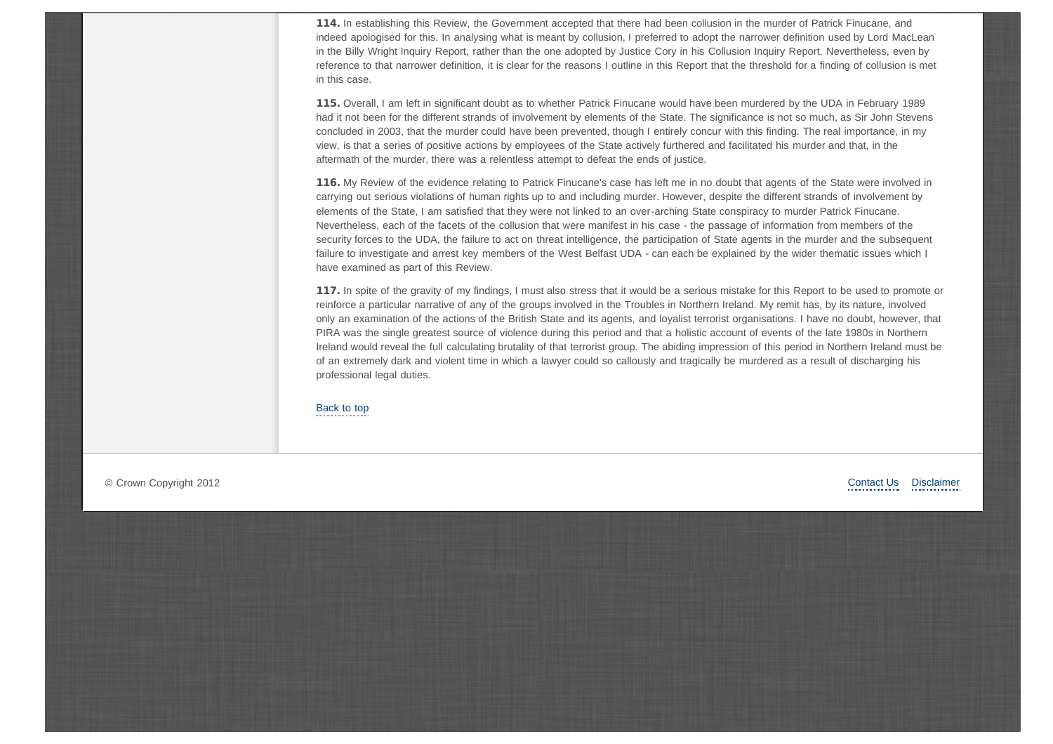**114.** In establishing this Review, the Government accepted that there had been collusion in the murder of Patrick Finucane, and indeed apologised for this. In analysing what is meant by collusion, I preferred to adopt the narrower definition used by Lord MacLean in the Billy Wright Inquiry Report, rather than the one adopted by Justice Cory in his Collusion Inquiry Report. Nevertheless, even by reference to that narrower definition, it is clear for the reasons I outline in this Report that the threshold for a finding of collusion is met in this case.

**115.** Overall, I am left in significant doubt as to whether Patrick Finucane would have been murdered by the UDA in February 1989 had it not been for the different strands of involvement by elements of the State. The significance is not so much, as Sir John Stevens concluded in 2003, that the murder could have been prevented, though I entirely concur with this finding. The real importance, in my view, is that a series of positive actions by employees of the State actively furthered and facilitated his murder and that, in the aftermath of the murder, there was a relentless attempt to defeat the ends of justice.

**116.** My Review of the evidence relating to Patrick Finucane's case has left me in no doubt that agents of the State were involved in carrying out serious violations of human rights up to and including murder. However, despite the different strands of involvement by elements of the State, I am satisfied that they were not linked to an over-arching State conspiracy to murder Patrick Finucane. Nevertheless, each of the facets of the collusion that were manifest in his case - the passage of information from members of the security forces to the UDA, the failure to act on threat intelligence, the participation of State agents in the murder and the subsequent failure to investigate and arrest key members of the West Belfast UDA - can each be explained by the wider thematic issues which I have examined as part of this Review.

**117.** In spite of the gravity of my findings, I must also stress that it would be a serious mistake for this Report to be used to promote or reinforce a particular narrative of any of the groups involved in the Troubles in Northern Ireland. My remit has, by its nature, involved only an examination of the actions of the British State and its agents, and loyalist terrorist organisations. I have no doubt, however, that PIRA was the single greatest source of violence during this period and that a holistic account of events of the late 1980s in Northern Ireland would reveal the full calculating brutality of that terrorist group. The abiding impression of this period in Northern Ireland must be of an extremely dark and violent time in which a lawyer could so callously and tragically be murdered as a result of discharging his professional legal duties.

Back to top

© Crown Copyright 2012

Contact Us Disclaimer